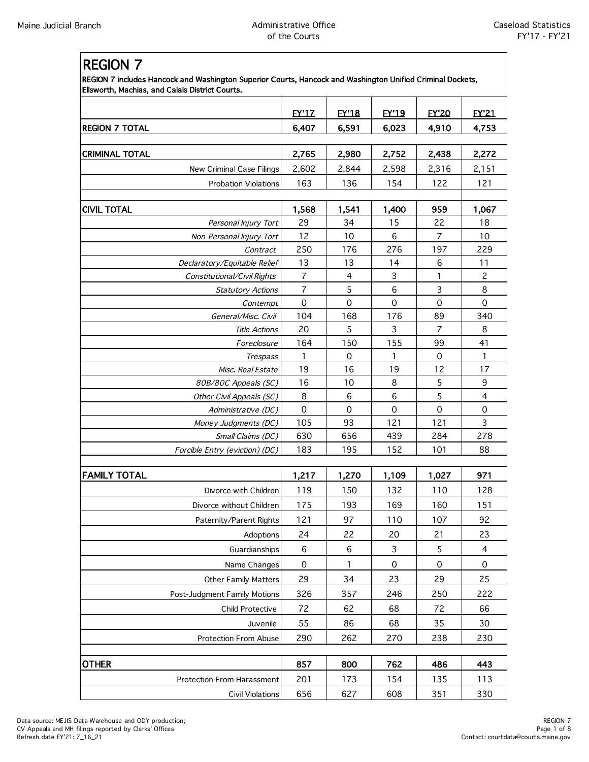## REGION 7

**REGION 7 includes Hancock and Washington Superior Courts, Hancock and Washington Unified Criminal Dockets, Ellsworth, Machias, and Calais District Courts.**

| | FY'17 | FY'18 | FY'19 | FY'20 | FY'21 |
|---|---|---|---|---|---|
| **REGION 7 TOTAL** | **6,407** | **6,591** | **6,023** | **4,910** | **4,753** |
| | | | | | |
| **CRIMINAL TOTAL** | **2,765** | **2,980** | **2,752** | **2,438** | **2,272** |
| New Criminal Case Filings | 2,602 | 2,844 | 2,598 | 2,316 | 2,151 |
| Probation Violations | 163 | 136 | 154 | 122 | 121 |
| | | | | | |
| **CIVIL TOTAL** | **1,568** | **1,541** | **1,400** | **959** | **1,067** |
| *Personal Injury Tort* | 29 | 34 | 15 | 22 | 18 |
| *Non-Personal Injury Tort* | 12 | 10 | 6 | 7 | 10 |
| *Contract* | 250 | 176 | 276 | 197 | 229 |
| *Declaratory/Equitable Relief* | 13 | 13 | 14 | 6 | 11 |
| *Constitutional/Civil Rights* | 7 | 4 | 3 | 1 | 2 |
| *Statutory Actions* | 7 | 5 | 6 | 3 | 8 |
| *Contempt* | 0 | 0 | 0 | 0 | 0 |
| *General/Misc. Civil* | 104 | 168 | 176 | 89 | 340 |
| *Title Actions* | 20 | 5 | 3 | 7 | 8 |
| *Foreclosure* | 164 | 150 | 155 | 99 | 41 |
| *Trespass* | 1 | 0 | 1 | 0 | 1 |
| *Misc. Real Estate* | 19 | 16 | 19 | 12 | 17 |
| *80B/80C Appeals (SC)* | 16 | 10 | 8 | 5 | 9 |
| *Other Civil Appeals (SC)* | 8 | 6 | 6 | 5 | 4 |
| *Administrative (DC)* | 0 | 0 | 0 | 0 | 0 |
| *Money Judgments (DC)* | 105 | 93 | 121 | 121 | 3 |
| *Small Claims (DC)* | 630 | 656 | 439 | 284 | 278 |
| *Forcible Entry (eviction) (DC)* | 183 | 195 | 152 | 101 | 88 |
| | | | | | |
| **FAMILY TOTAL** | **1,217** | **1,270** | **1,109** | **1,027** | **971** |
| Divorce with Children | 119 | 150 | 132 | 110 | 128 |
| Divorce without Children | 175 | 193 | 169 | 160 | 151 |
| Paternity/Parent Rights | 121 | 97 | 110 | 107 | 92 |
| Adoptions | 24 | 22 | 20 | 21 | 23 |
| Guardianships | 6 | 6 | 3 | 5 | 4 |
| Name Changes | 0 | 1 | 0 | 0 | 0 |
| Other Family Matters | 29 | 34 | 23 | 29 | 25 |
| Post-Judgment Family Motions | 326 | 357 | 246 | 250 | 222 |
| Child Protective | 72 | 62 | 68 | 72 | 66 |
| Juvenile | 55 | 86 | 68 | 35 | 30 |
| Protection From Abuse | 290 | 262 | 270 | 238 | 230 |
| | | | | | |
| **OTHER** | **857** | **800** | **762** | **486** | **443** |
| Protection From Harassment | 201 | 173 | 154 | 135 | 113 |
| Civil Violations | 656 | 627 | 608 | 351 | 330 |

Data source: MEJIS Data Warehouse and ODY production;
CV Appeals and MH filings reported by Clerks' Offices
Refresh date FY'21: 7_16_21

Contact: courtdata@courts.maine.gov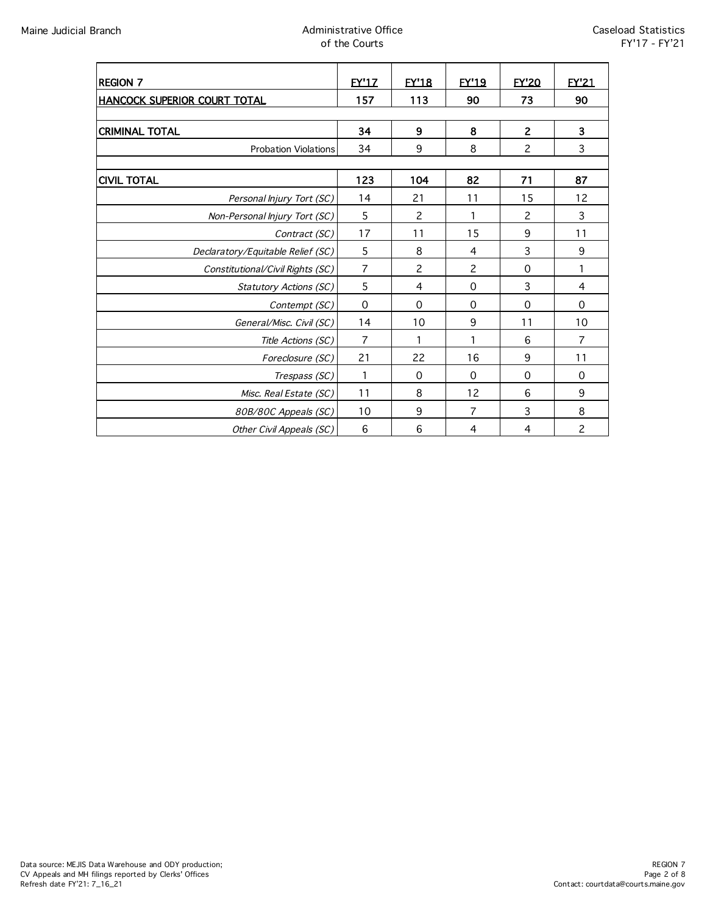| REGION 7 | FY'17 | FY'18 | FY'19 | FY'20 | FY'21 |
|---|---|---|---|---|---|
| **HANCOCK SUPERIOR COURT TOTAL** | **157** | **113** | **90** | **73** | **90** |
| | | | | | |
| **CRIMINAL TOTAL** | **34** | **9** | **8** | **2** | **3** |
| Probation Violations | 34 | 9 | 8 | 2 | 3 |
| | | | | | |
| **CIVIL TOTAL** | **123** | **104** | **82** | **71** | **87** |
| *Personal Injury Tort (SC)* | 14 | 21 | 11 | 15 | 12 |
| *Non-Personal Injury Tort (SC)* | 5 | 2 | 1 | 2 | 3 |
| *Contract (SC)* | 17 | 11 | 15 | 9 | 11 |
| *Declaratory/Equitable Relief (SC)* | 5 | 8 | 4 | 3 | 9 |
| *Constitutional/Civil Rights (SC)* | 7 | 2 | 2 | 0 | 1 |
| *Statutory Actions (SC)* | 5 | 4 | 0 | 3 | 4 |
| *Contempt (SC)* | 0 | 0 | 0 | 0 | 0 |
| *General/Misc. Civil (SC)* | 14 | 10 | 9 | 11 | 10 |
| *Title Actions (SC)* | 7 | 1 | 1 | 6 | 7 |
| *Foreclosure (SC)* | 21 | 22 | 16 | 9 | 11 |
| *Trespass (SC)* | 1 | 0 | 0 | 0 | 0 |
| *Misc. Real Estate (SC)* | 11 | 8 | 12 | 6 | 9 |
| *80B/80C Appeals (SC)* | 10 | 9 | 7 | 3 | 8 |
| *Other Civil Appeals (SC)* | 6 | 6 | 4 | 4 | 2 |

Data source: MEJIS Data Warehouse and ODY production;
CV Appeals and MH filings reported by Clerks' Offices
Refresh date FY'21: 7_16_21

Contact: courtdata@courts.maine.gov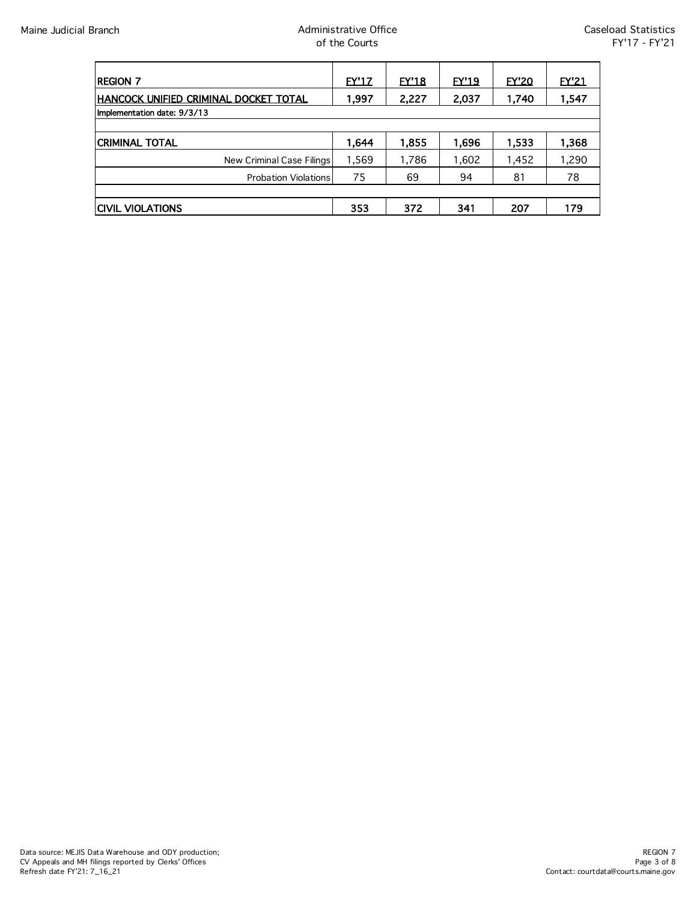| REGION 7 | FY'17 | FY'18 | FY'19 | FY'20 | FY'21 |
|---|---|---|---|---|---|
| **HANCOCK UNIFIED CRIMINAL DOCKET TOTAL** | **1,997** | **2,227** | **2,037** | **1,740** | **1,547** |
| Implementation date: 9/3/13 | | | | | |
| | | | | | |
| **CRIMINAL TOTAL** | **1,644** | **1,855** | **1,696** | **1,533** | **1,368** |
| New Criminal Case Filings | 1,569 | 1,786 | 1,602 | 1,452 | 1,290 |
| Probation Violations | 75 | 69 | 94 | 81 | 78 |
| | | | | | |
| **CIVIL VIOLATIONS** | **353** | **372** | **341** | **207** | **179** |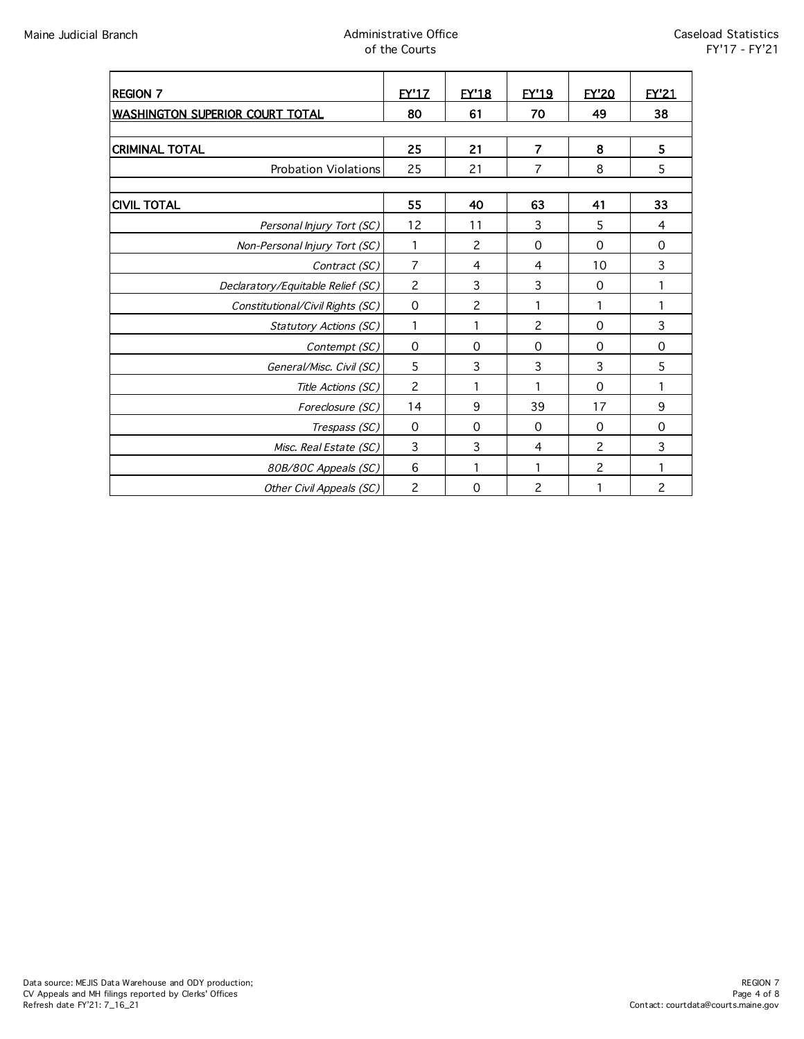| REGION 7 | FY'17 | FY'18 | FY'19 | FY'20 | FY'21 |
|---|---|---|---|---|---|
| **WASHINGTON SUPERIOR COURT TOTAL** | **80** | **61** | **70** | **49** | **38** |
| | | | | | |
| **CRIMINAL TOTAL** | **25** | **21** | **7** | **8** | **5** |
| Probation Violations | 25 | 21 | 7 | 8 | 5 |
| | | | | | |
| **CIVIL TOTAL** | **55** | **40** | **63** | **41** | **33** |
| *Personal Injury Tort (SC)* | 12 | 11 | 3 | 5 | 4 |
| *Non-Personal Injury Tort (SC)* | 1 | 2 | 0 | 0 | 0 |
| *Contract (SC)* | 7 | 4 | 4 | 10 | 3 |
| *Declaratory/Equitable Relief (SC)* | 2 | 3 | 3 | 0 | 1 |
| *Constitutional/Civil Rights (SC)* | 0 | 2 | 1 | 1 | 1 |
| *Statutory Actions (SC)* | 1 | 1 | 2 | 0 | 3 |
| *Contempt (SC)* | 0 | 0 | 0 | 0 | 0 |
| *General/Misc. Civil (SC)* | 5 | 3 | 3 | 3 | 5 |
| *Title Actions (SC)* | 2 | 1 | 1 | 0 | 1 |
| *Foreclosure (SC)* | 14 | 9 | 39 | 17 | 9 |
| *Trespass (SC)* | 0 | 0 | 0 | 0 | 0 |
| *Misc. Real Estate (SC)* | 3 | 3 | 4 | 2 | 3 |
| *80B/80C Appeals (SC)* | 6 | 1 | 1 | 2 | 1 |
| *Other Civil Appeals (SC)* | 2 | 0 | 2 | 1 | 2 |

Data source: MEJIS Data Warehouse and ODY production;
CV Appeals and MH filings reported by Clerks' Offices
Refresh date FY'21: 7_16_21

Contact: courtdata@courts.maine.gov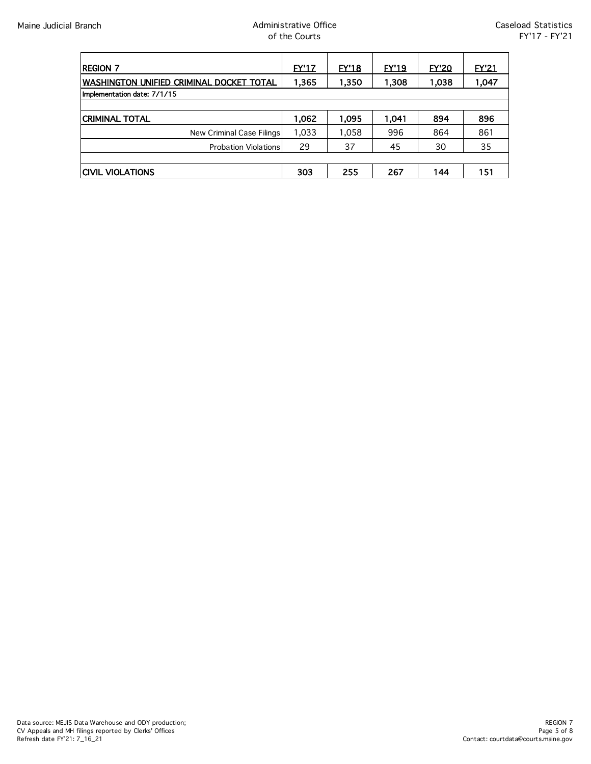| REGION 7 | FY'17 | FY'18 | FY'19 | FY'20 | FY'21 |
|---|---|---|---|---|---|
| **WASHINGTON UNIFIED CRIMINAL DOCKET TOTAL** | **1,365** | **1,350** | **1,308** | **1,038** | **1,047** |
| Implementation date: 7/1/15 | | | | | |
| | | | | | |
| **CRIMINAL TOTAL** | **1,062** | **1,095** | **1,041** | **894** | **896** |
| New Criminal Case Filings | 1,033 | 1,058 | 996 | 864 | 861 |
| Probation Violations | 29 | 37 | 45 | 30 | 35 |
| | | | | | |
| **CIVIL VIOLATIONS** | **303** | **255** | **267** | **144** | **151** |

Data source: MEJIS Data Warehouse and ODY production;
CV Appeals and MH filings reported by Clerks' Offices
Refresh date FY'21: 7_16_21

Contact: courtdata@courts.maine.gov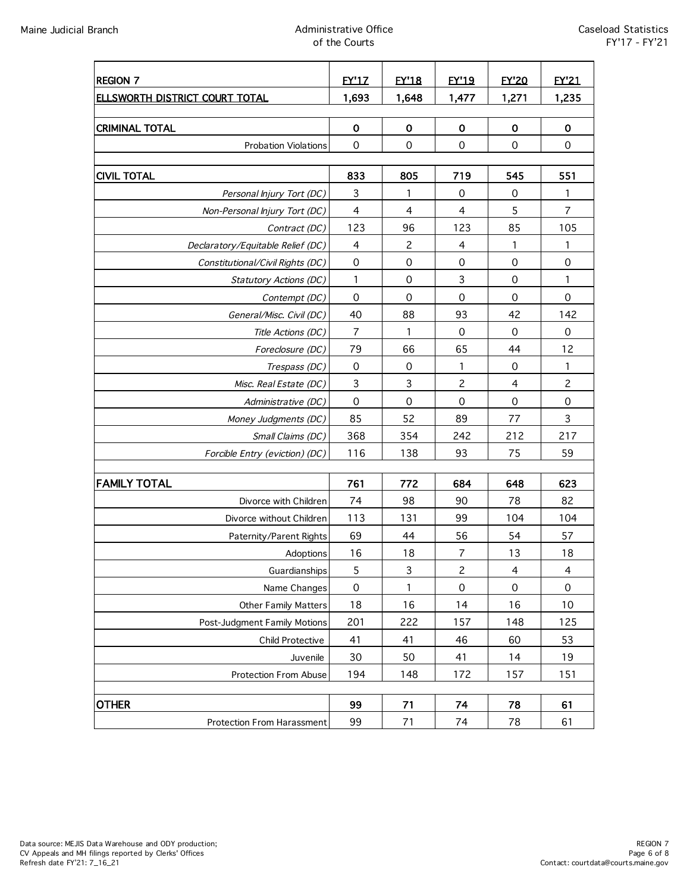| REGION 7 | FY'17 | FY'18 | FY'19 | FY'20 | FY'21 |
|---|---|---|---|---|---|
| **ELLSWORTH DISTRICT COURT TOTAL** | **1,693** | **1,648** | **1,477** | **1,271** | **1,235** |
| | | | | | |
| **CRIMINAL TOTAL** | **0** | **0** | **0** | **0** | **0** |
| Probation Violations | 0 | 0 | 0 | 0 | 0 |
| | | | | | |
| **CIVIL TOTAL** | **833** | **805** | **719** | **545** | **551** |
| *Personal Injury Tort (DC)* | 3 | 1 | 0 | 0 | 1 |
| *Non-Personal Injury Tort (DC)* | 4 | 4 | 4 | 5 | 7 |
| *Contract (DC)* | 123 | 96 | 123 | 85 | 105 |
| *Declaratory/Equitable Relief (DC)* | 4 | 2 | 4 | 1 | 1 |
| *Constitutional/Civil Rights (DC)* | 0 | 0 | 0 | 0 | 0 |
| *Statutory Actions (DC)* | 1 | 0 | 3 | 0 | 1 |
| *Contempt (DC)* | 0 | 0 | 0 | 0 | 0 |
| *General/Misc. Civil (DC)* | 40 | 88 | 93 | 42 | 142 |
| *Title Actions (DC)* | 7 | 1 | 0 | 0 | 0 |
| *Foreclosure (DC)* | 79 | 66 | 65 | 44 | 12 |
| *Trespass (DC)* | 0 | 0 | 1 | 0 | 1 |
| *Misc. Real Estate (DC)* | 3 | 3 | 2 | 4 | 2 |
| *Administrative (DC)* | 0 | 0 | 0 | 0 | 0 |
| *Money Judgments (DC)* | 85 | 52 | 89 | 77 | 3 |
| *Small Claims (DC)* | 368 | 354 | 242 | 212 | 217 |
| *Forcible Entry (eviction) (DC)* | 116 | 138 | 93 | 75 | 59 |
| | | | | | |
| **FAMILY TOTAL** | **761** | **772** | **684** | **648** | **623** |
| Divorce with Children | 74 | 98 | 90 | 78 | 82 |
| Divorce without Children | 113 | 131 | 99 | 104 | 104 |
| Paternity/Parent Rights | 69 | 44 | 56 | 54 | 57 |
| Adoptions | 16 | 18 | 7 | 13 | 18 |
| Guardianships | 5 | 3 | 2 | 4 | 4 |
| Name Changes | 0 | 1 | 0 | 0 | 0 |
| Other Family Matters | 18 | 16 | 14 | 16 | 10 |
| Post-Judgment Family Motions | 201 | 222 | 157 | 148 | 125 |
| Child Protective | 41 | 41 | 46 | 60 | 53 |
| Juvenile | 30 | 50 | 41 | 14 | 19 |
| Protection From Abuse | 194 | 148 | 172 | 157 | 151 |
| | | | | | |
| **OTHER** | **99** | **71** | **74** | **78** | **61** |
| Protection From Harassment | 99 | 71 | 74 | 78 | 61 |

Data source: MEJIS Data Warehouse and ODY production;
CV Appeals and MH filings reported by Clerks' Offices
Refresh date FY'21: 7_16_21

Contact: courtdata@courts.maine.gov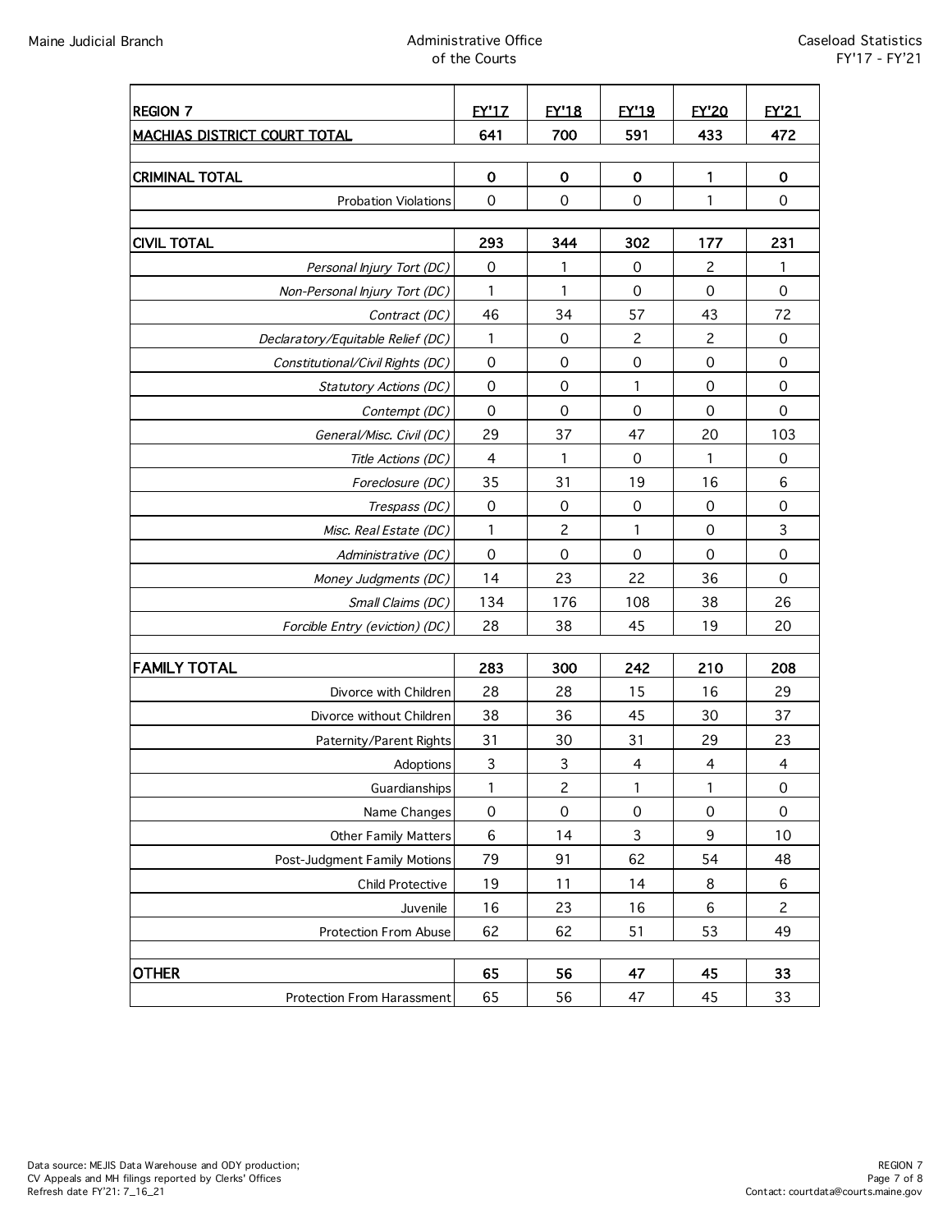| REGION 7 | FY'17 | FY'18 | FY'19 | FY'20 | FY'21 |
|---|---|---|---|---|---|
| **MACHIAS DISTRICT COURT TOTAL** | **641** | **700** | **591** | **433** | **472** |
| | | | | | |
| **CRIMINAL TOTAL** | **0** | **0** | **0** | **1** | **0** |
| Probation Violations | 0 | 0 | 0 | 1 | 0 |
| | | | | | |
| **CIVIL TOTAL** | **293** | **344** | **302** | **177** | **231** |
| *Personal Injury Tort (DC)* | 0 | 1 | 0 | 2 | 1 |
| *Non-Personal Injury Tort (DC)* | 1 | 1 | 0 | 0 | 0 |
| *Contract (DC)* | 46 | 34 | 57 | 43 | 72 |
| *Declaratory/Equitable Relief (DC)* | 1 | 0 | 2 | 2 | 0 |
| *Constitutional/Civil Rights (DC)* | 0 | 0 | 0 | 0 | 0 |
| *Statutory Actions (DC)* | 0 | 0 | 1 | 0 | 0 |
| *Contempt (DC)* | 0 | 0 | 0 | 0 | 0 |
| *General/Misc. Civil (DC)* | 29 | 37 | 47 | 20 | 103 |
| *Title Actions (DC)* | 4 | 1 | 0 | 1 | 0 |
| *Foreclosure (DC)* | 35 | 31 | 19 | 16 | 6 |
| *Trespass (DC)* | 0 | 0 | 0 | 0 | 0 |
| *Misc. Real Estate (DC)* | 1 | 2 | 1 | 0 | 3 |
| *Administrative (DC)* | 0 | 0 | 0 | 0 | 0 |
| *Money Judgments (DC)* | 14 | 23 | 22 | 36 | 0 |
| *Small Claims (DC)* | 134 | 176 | 108 | 38 | 26 |
| *Forcible Entry (eviction) (DC)* | 28 | 38 | 45 | 19 | 20 |
| | | | | | |
| **FAMILY TOTAL** | **283** | **300** | **242** | **210** | **208** |
| Divorce with Children | 28 | 28 | 15 | 16 | 29 |
| Divorce without Children | 38 | 36 | 45 | 30 | 37 |
| Paternity/Parent Rights | 31 | 30 | 31 | 29 | 23 |
| Adoptions | 3 | 3 | 4 | 4 | 4 |
| Guardianships | 1 | 2 | 1 | 1 | 0 |
| Name Changes | 0 | 0 | 0 | 0 | 0 |
| Other Family Matters | 6 | 14 | 3 | 9 | 10 |
| Post-Judgment Family Motions | 79 | 91 | 62 | 54 | 48 |
| Child Protective | 19 | 11 | 14 | 8 | 6 |
| Juvenile | 16 | 23 | 16 | 6 | 2 |
| Protection From Abuse | 62 | 62 | 51 | 53 | 49 |
| | | | | | |
| **OTHER** | **65** | **56** | **47** | **45** | **33** |
| Protection From Harassment | 65 | 56 | 47 | 45 | 33 |

Data source: MEJIS Data Warehouse and ODY production;
CV Appeals and MH filings reported by Clerks' Offices
Refresh date FY'21: 7_16_21

Contact: courtdata@courts.maine.gov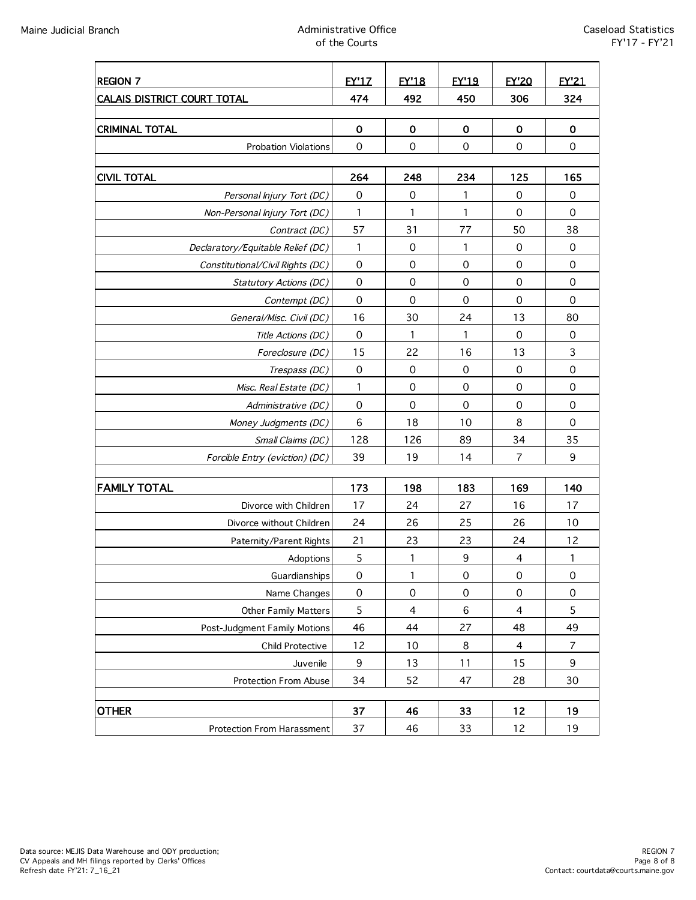| REGION 7 | FY'17 | FY'18 | FY'19 | FY'20 | FY'21 |
|---|---|---|---|---|---|
| **CALAIS DISTRICT COURT TOTAL** | **474** | **492** | **450** | **306** | **324** |
| | | | | | |
| **CRIMINAL TOTAL** | **0** | **0** | **0** | **0** | **0** |
| Probation Violations | 0 | 0 | 0 | 0 | 0 |
| | | | | | |
| **CIVIL TOTAL** | **264** | **248** | **234** | **125** | **165** |
| *Personal Injury Tort (DC)* | 0 | 0 | 1 | 0 | 0 |
| *Non-Personal Injury Tort (DC)* | 1 | 1 | 1 | 0 | 0 |
| *Contract (DC)* | 57 | 31 | 77 | 50 | 38 |
| *Declaratory/Equitable Relief (DC)* | 1 | 0 | 1 | 0 | 0 |
| *Constitutional/Civil Rights (DC)* | 0 | 0 | 0 | 0 | 0 |
| *Statutory Actions (DC)* | 0 | 0 | 0 | 0 | 0 |
| *Contempt (DC)* | 0 | 0 | 0 | 0 | 0 |
| *General/Misc. Civil (DC)* | 16 | 30 | 24 | 13 | 80 |
| *Title Actions (DC)* | 0 | 1 | 1 | 0 | 0 |
| *Foreclosure (DC)* | 15 | 22 | 16 | 13 | 3 |
| *Trespass (DC)* | 0 | 0 | 0 | 0 | 0 |
| *Misc. Real Estate (DC)* | 1 | 0 | 0 | 0 | 0 |
| *Administrative (DC)* | 0 | 0 | 0 | 0 | 0 |
| *Money Judgments (DC)* | 6 | 18 | 10 | 8 | 0 |
| *Small Claims (DC)* | 128 | 126 | 89 | 34 | 35 |
| *Forcible Entry (eviction) (DC)* | 39 | 19 | 14 | 7 | 9 |
| | | | | | |
| **FAMILY TOTAL** | **173** | **198** | **183** | **169** | **140** |
| Divorce with Children | 17 | 24 | 27 | 16 | 17 |
| Divorce without Children | 24 | 26 | 25 | 26 | 10 |
| Paternity/Parent Rights | 21 | 23 | 23 | 24 | 12 |
| Adoptions | 5 | 1 | 9 | 4 | 1 |
| Guardianships | 0 | 1 | 0 | 0 | 0 |
| Name Changes | 0 | 0 | 0 | 0 | 0 |
| Other Family Matters | 5 | 4 | 6 | 4 | 5 |
| Post-Judgment Family Motions | 46 | 44 | 27 | 48 | 49 |
| Child Protective | 12 | 10 | 8 | 4 | 7 |
| Juvenile | 9 | 13 | 11 | 15 | 9 |
| Protection From Abuse | 34 | 52 | 47 | 28 | 30 |
| | | | | | |
| **OTHER** | **37** | **46** | **33** | **12** | **19** |
| Protection From Harassment | 37 | 46 | 33 | 12 | 19 |

Data source: MEJIS Data Warehouse and ODY production;
CV Appeals and MH filings reported by Clerks' Offices
Refresh date FY'21: 7_16_21

Contact: courtdata@courts.maine.gov